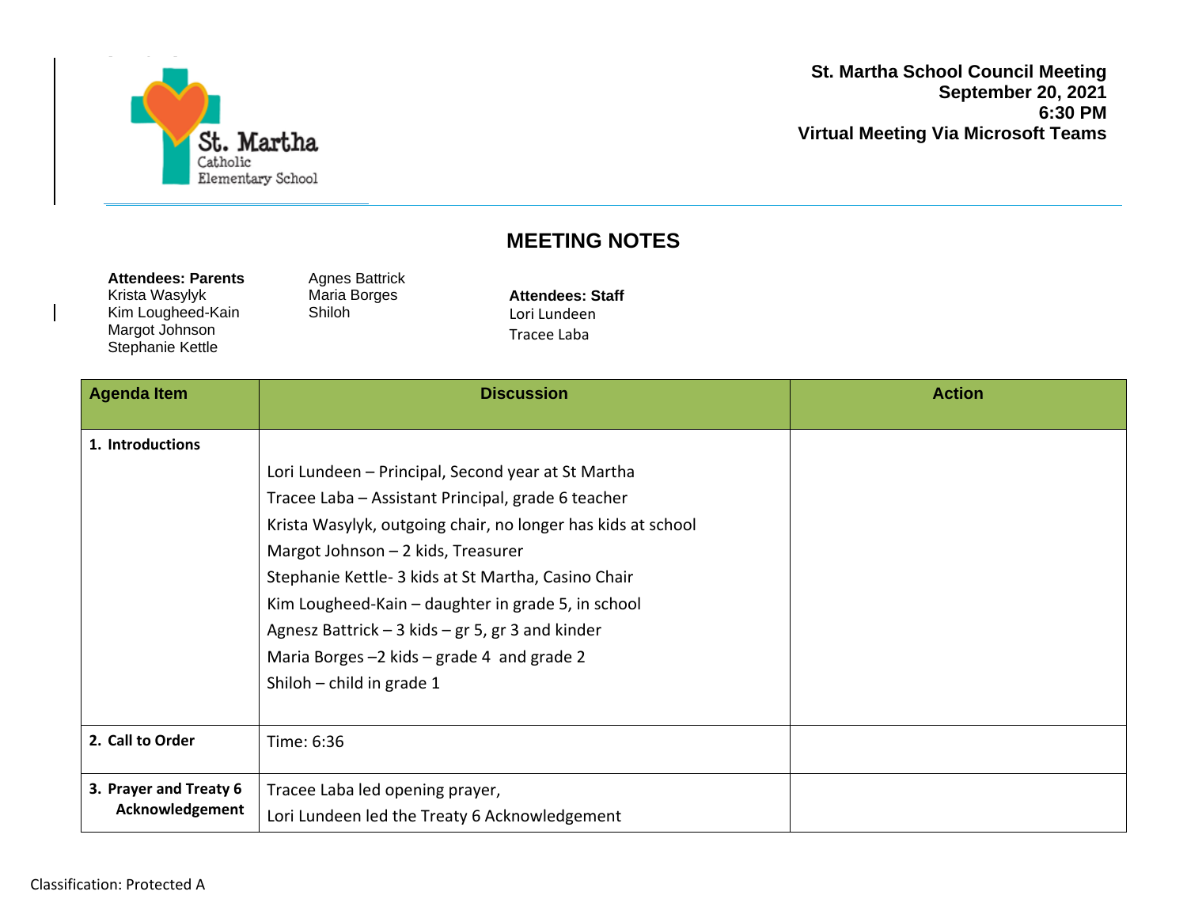St. Martha Catholic Elementary School

**St. Martha School Council Meeting**
**September 20, 2021**
**6:30 PM**
**Virtual Meeting Via Microsoft Teams**

# MEETING NOTES

**Attendees: Parents**
Krista Wasylyk
Kim Lougheed-Kain
Margot Johnson
Stephanie Kettle
Agnes Battrick
Maria Borges
Shiloh

**Attendees: Staff**
Lori Lundeen
Tracee Laba

| Agenda Item | Discussion | Action |
|---|---|---|
| **1. Introductions** | Lori Lundeen – Principal, Second year at St Martha<br>Tracee Laba – Assistant Principal, grade 6 teacher<br>Krista Wasylyk, outgoing chair, no longer has kids at school<br>Margot Johnson – 2 kids, Treasurer<br>Stephanie Kettle- 3 kids at St Martha, Casino Chair<br>Kim Lougheed-Kain – daughter in grade 5, in school<br>Agnesz Battrick – 3 kids – gr 5, gr 3 and kinder<br>Maria Borges –2 kids – grade 4 and grade 2<br>Shiloh – child in grade 1 | |
| **2. Call to Order** | Time: 6:36 | |
| **3. Prayer and Treaty 6 Acknowledgement** | Tracee Laba led opening prayer,<br>Lori Lundeen led the Treaty 6 Acknowledgement | |

Classification: Protected A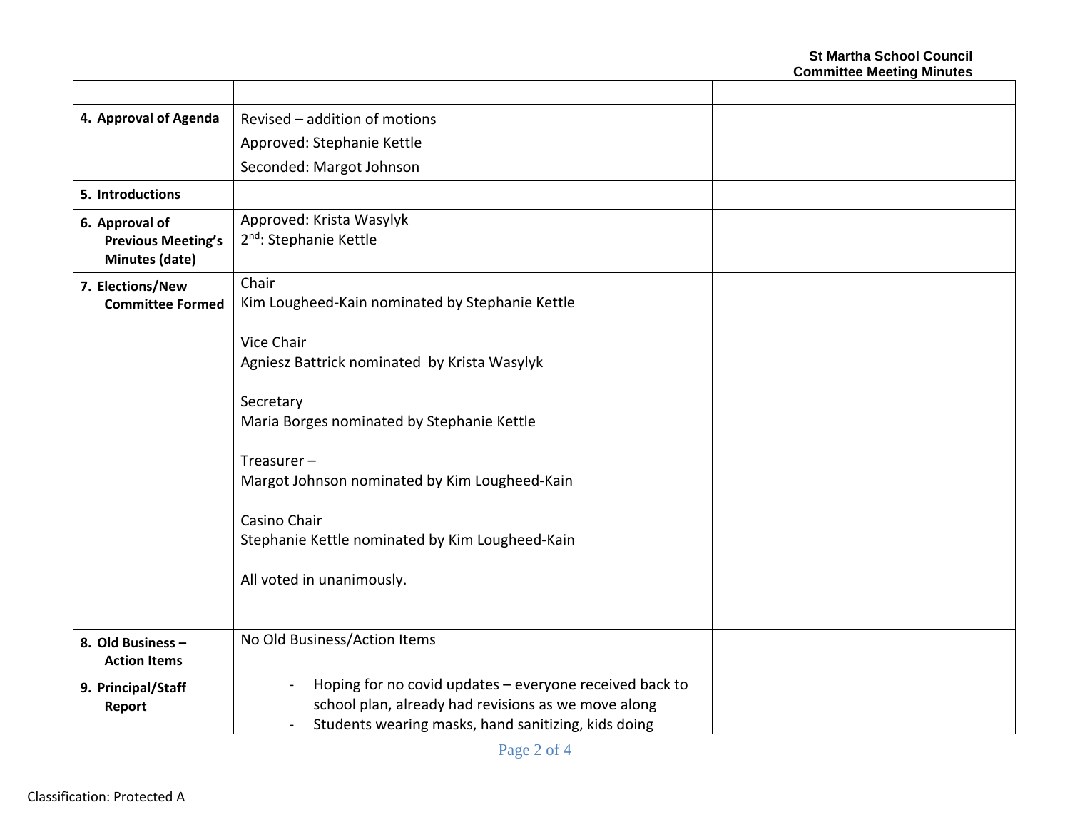| | | |
|---|---|---|
| **4. Approval of Agenda** | Revised – addition of motions<br>Approved: Stephanie Kettle<br>Seconded: Margot Johnson | |
| **5. Introductions** | | |
| **6. Approval of Previous Meeting's Minutes (date)** | Approved: Krista Wasylyk<br>2nd: Stephanie Kettle | |
| **7. Elections/New Committee Formed** | Chair<br>Kim Lougheed-Kain nominated by Stephanie Kettle<br><br>Vice Chair<br>Agniesz Battrick nominated by Krista Wasylyk<br><br>Secretary<br>Maria Borges nominated by Stephanie Kettle<br><br>Treasurer –<br>Margot Johnson nominated by Kim Lougheed-Kain<br><br>Casino Chair<br>Stephanie Kettle nominated by Kim Lougheed-Kain<br><br>All voted in unanimously. | |
| **8. Old Business – Action Items** | No Old Business/Action Items | |
| **9. Principal/Staff Report** | - Hoping for no covid updates – everyone received back to school plan, already had revisions as we move along<br>- Students wearing masks, hand sanitizing, kids doing | |

Classification: Protected A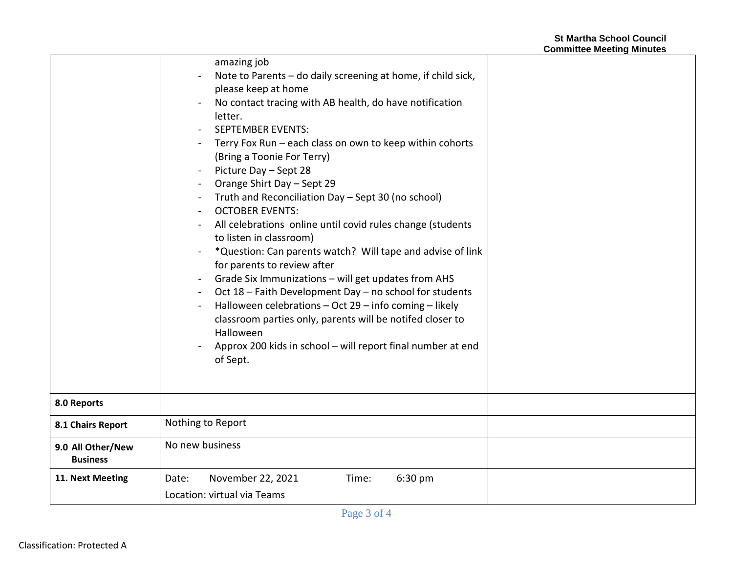| | | |
|---|---|---|
| | amazing job<br>- Note to Parents – do daily screening at home, if child sick, please keep at home<br>- No contact tracing with AB health, do have notification letter.<br>- SEPTEMBER EVENTS:<br>- Terry Fox Run – each class on own to keep within cohorts (Bring a Toonie For Terry)<br>- Picture Day – Sept 28<br>- Orange Shirt Day – Sept 29<br>- Truth and Reconciliation Day – Sept 30 (no school)<br>- OCTOBER EVENTS:<br>- All celebrations online until covid rules change (students to listen in classroom)<br>- *Question: Can parents watch? Will tape and advise of link for parents to review after<br>- Grade Six Immunizations – will get updates from AHS<br>- Oct 18 – Faith Development Day – no school for students<br>- Halloween celebrations – Oct 29 – info coming – likely classroom parties only, parents will be notifed closer to Halloween<br>- Approx 200 kids in school – will report final number at end of Sept. | |
| **8.0 Reports** | | |
| **8.1 Chairs Report** | Nothing to Report | |
| **9.0 All Other/New Business** | No new business | |
| **11. Next Meeting** | Date: November 22, 2021 Time: 6:30 pm<br>Location: virtual via Teams | |

Classification: Protected A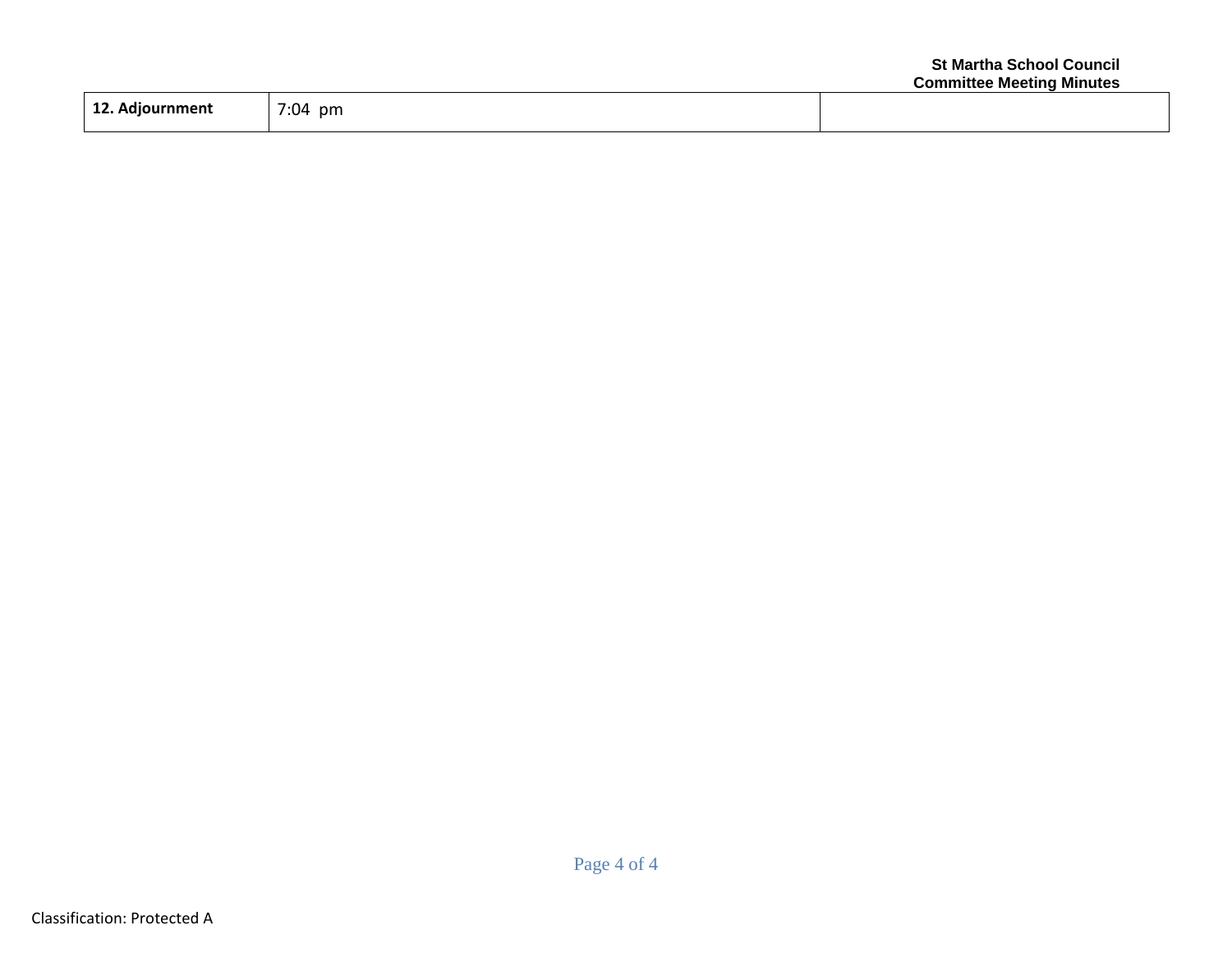| | | |
|---|---|---|
| **12. Adjournment** | 7:04 pm | |

Classification: Protected A